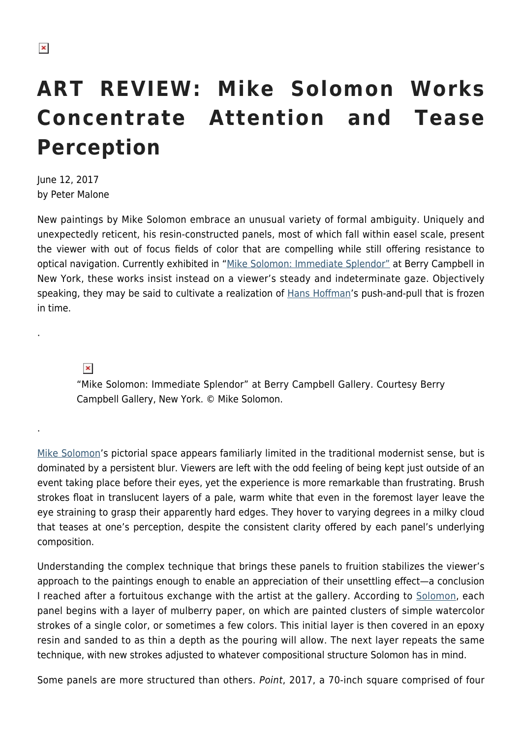# ART REVIEW: Mike Solomon Works Concentrate Attention and Tease Perception

June 12, 2017
by Peter Malone

New paintings by Mike Solomon embrace an unusual variety of formal ambiguity. Uniquely and unexpectedly reticent, his resin-constructed panels, most of which fall within easel scale, present the viewer with out of focus fields of color that are compelling while still offering resistance to optical navigation. Currently exhibited in "Mike Solomon: Immediate Splendor" at Berry Campbell in New York, these works insist instead on a viewer's steady and indeterminate gaze. Objectively speaking, they may be said to cultivate a realization of Hans Hoffman's push-and-pull that is frozen in time.

.

"Mike Solomon: Immediate Splendor" at Berry Campbell Gallery. Courtesy Berry Campbell Gallery, New York. © Mike Solomon.

.

Mike Solomon's pictorial space appears familiarly limited in the traditional modernist sense, but is dominated by a persistent blur. Viewers are left with the odd feeling of being kept just outside of an event taking place before their eyes, yet the experience is more remarkable than frustrating. Brush strokes float in translucent layers of a pale, warm white that even in the foremost layer leave the eye straining to grasp their apparently hard edges. They hover to varying degrees in a milky cloud that teases at one's perception, despite the consistent clarity offered by each panel's underlying composition.

Understanding the complex technique that brings these panels to fruition stabilizes the viewer's approach to the paintings enough to enable an appreciation of their unsettling effect—a conclusion I reached after a fortuitous exchange with the artist at the gallery. According to Solomon, each panel begins with a layer of mulberry paper, on which are painted clusters of simple watercolor strokes of a single color, or sometimes a few colors. This initial layer is then covered in an epoxy resin and sanded to as thin a depth as the pouring will allow. The next layer repeats the same technique, with new strokes adjusted to whatever compositional structure Solomon has in mind.

Some panels are more structured than others. *Point*, 2017, a 70-inch square comprised of four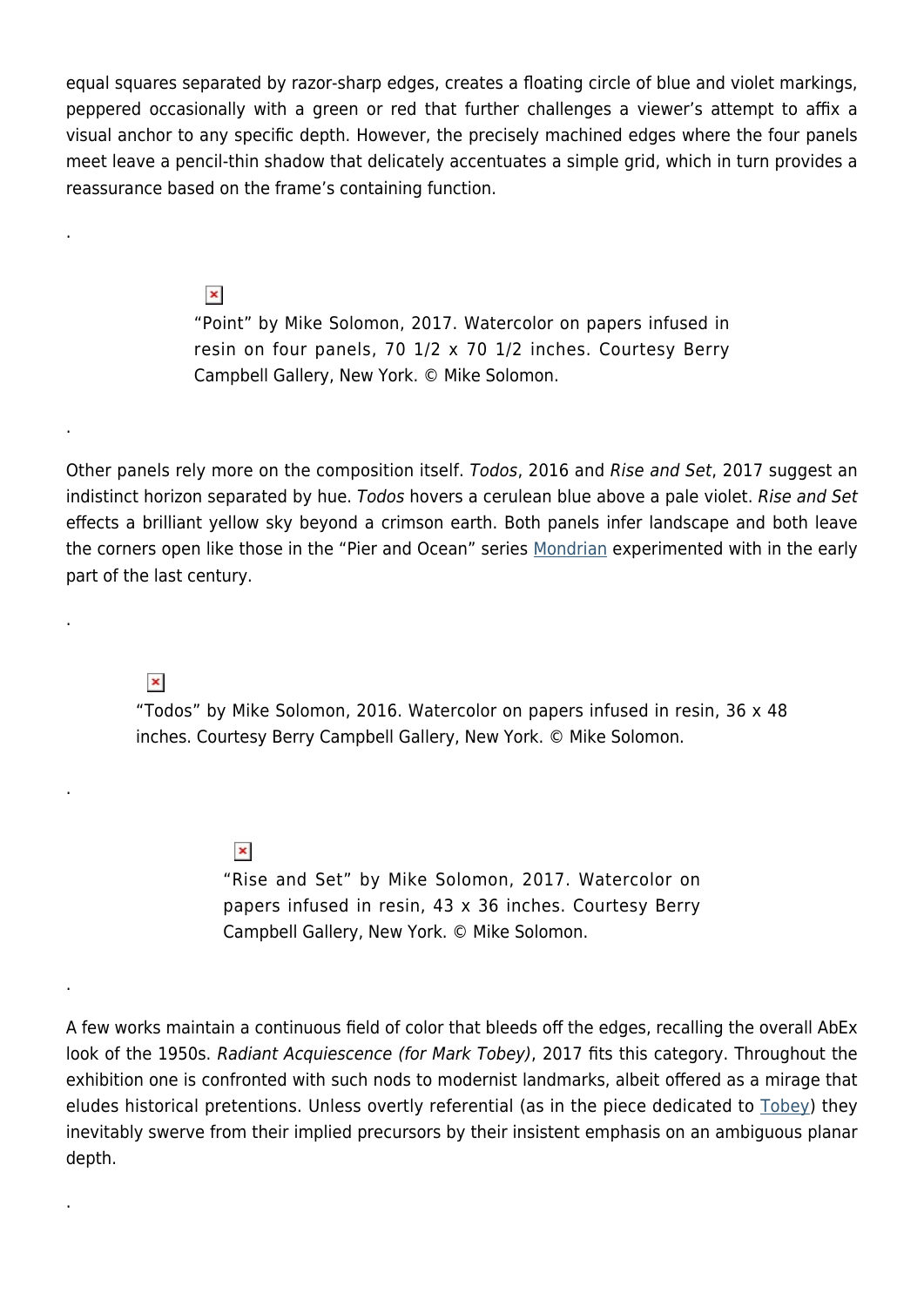equal squares separated by razor-sharp edges, creates a floating circle of blue and violet markings, peppered occasionally with a green or red that further challenges a viewer's attempt to affix a visual anchor to any specific depth. However, the precisely machined edges where the four panels meet leave a pencil-thin shadow that delicately accentuates a simple grid, which in turn provides a reassurance based on the frame's containing function.

.

"Point" by Mike Solomon, 2017. Watercolor on papers infused in resin on four panels, 70 1/2 x 70 1/2 inches. Courtesy Berry Campbell Gallery, New York. © Mike Solomon.

.

Other panels rely more on the composition itself. *Todos*, 2016 and *Rise and Set*, 2017 suggest an indistinct horizon separated by hue. *Todos* hovers a cerulean blue above a pale violet. *Rise and Set* effects a brilliant yellow sky beyond a crimson earth. Both panels infer landscape and both leave the corners open like those in the "Pier and Ocean" series Mondrian experimented with in the early part of the last century.

.

"Todos" by Mike Solomon, 2016. Watercolor on papers infused in resin, 36 x 48 inches. Courtesy Berry Campbell Gallery, New York. © Mike Solomon.

.

"Rise and Set" by Mike Solomon, 2017. Watercolor on papers infused in resin, 43 x 36 inches. Courtesy Berry Campbell Gallery, New York. © Mike Solomon.

.

A few works maintain a continuous field of color that bleeds off the edges, recalling the overall AbEx look of the 1950s. *Radiant Acquiescence (for Mark Tobey)*, 2017 fits this category. Throughout the exhibition one is confronted with such nods to modernist landmarks, albeit offered as a mirage that eludes historical pretentions. Unless overtly referential (as in the piece dedicated to Tobey) they inevitably swerve from their implied precursors by their insistent emphasis on an ambiguous planar depth.

.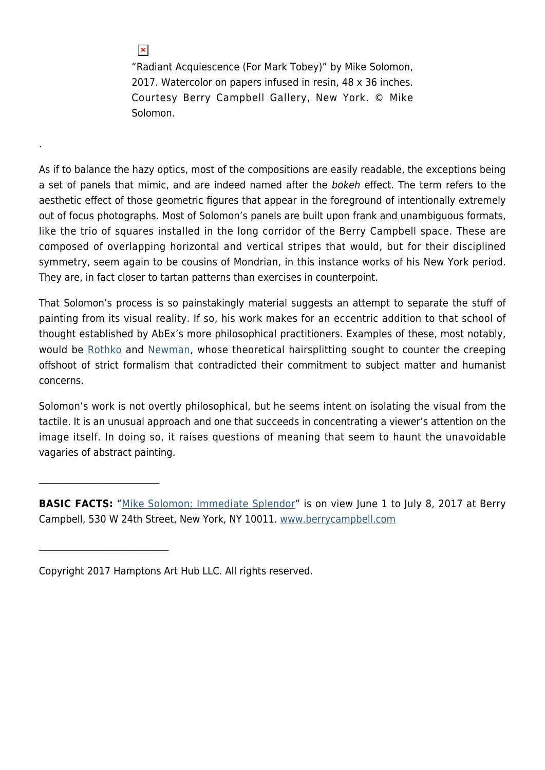"Radiant Acquiescence (For Mark Tobey)" by Mike Solomon, 2017. Watercolor on papers infused in resin, 48 x 36 inches. Courtesy Berry Campbell Gallery, New York. © Mike Solomon.

.

As if to balance the hazy optics, most of the compositions are easily readable, the exceptions being a set of panels that mimic, and are indeed named after the *bokeh* effect. The term refers to the aesthetic effect of those geometric figures that appear in the foreground of intentionally extremely out of focus photographs. Most of Solomon's panels are built upon frank and unambiguous formats, like the trio of squares installed in the long corridor of the Berry Campbell space. These are composed of overlapping horizontal and vertical stripes that would, but for their disciplined symmetry, seem again to be cousins of Mondrian, in this instance works of his New York period. They are, in fact closer to tartan patterns than exercises in counterpoint.

That Solomon's process is so painstakingly material suggests an attempt to separate the stuff of painting from its visual reality. If so, his work makes for an eccentric addition to that school of thought established by AbEx's more philosophical practitioners. Examples of these, most notably, would be Rothko and Newman, whose theoretical hairsplitting sought to counter the creeping offshoot of strict formalism that contradicted their commitment to subject matter and humanist concerns.

Solomon's work is not overtly philosophical, but he seems intent on isolating the visual from the tactile. It is an unusual approach and one that succeeds in concentrating a viewer's attention on the image itself. In doing so, it raises questions of meaning that seem to haunt the unavoidable vagaries of abstract painting.

________________________

**BASIC FACTS:** "Mike Solomon: Immediate Splendor" is on view June 1 to July 8, 2017 at Berry Campbell, 530 W 24th Street, New York, NY 10011. www.berrycampbell.com

__________________________

Copyright 2017 Hamptons Art Hub LLC. All rights reserved.